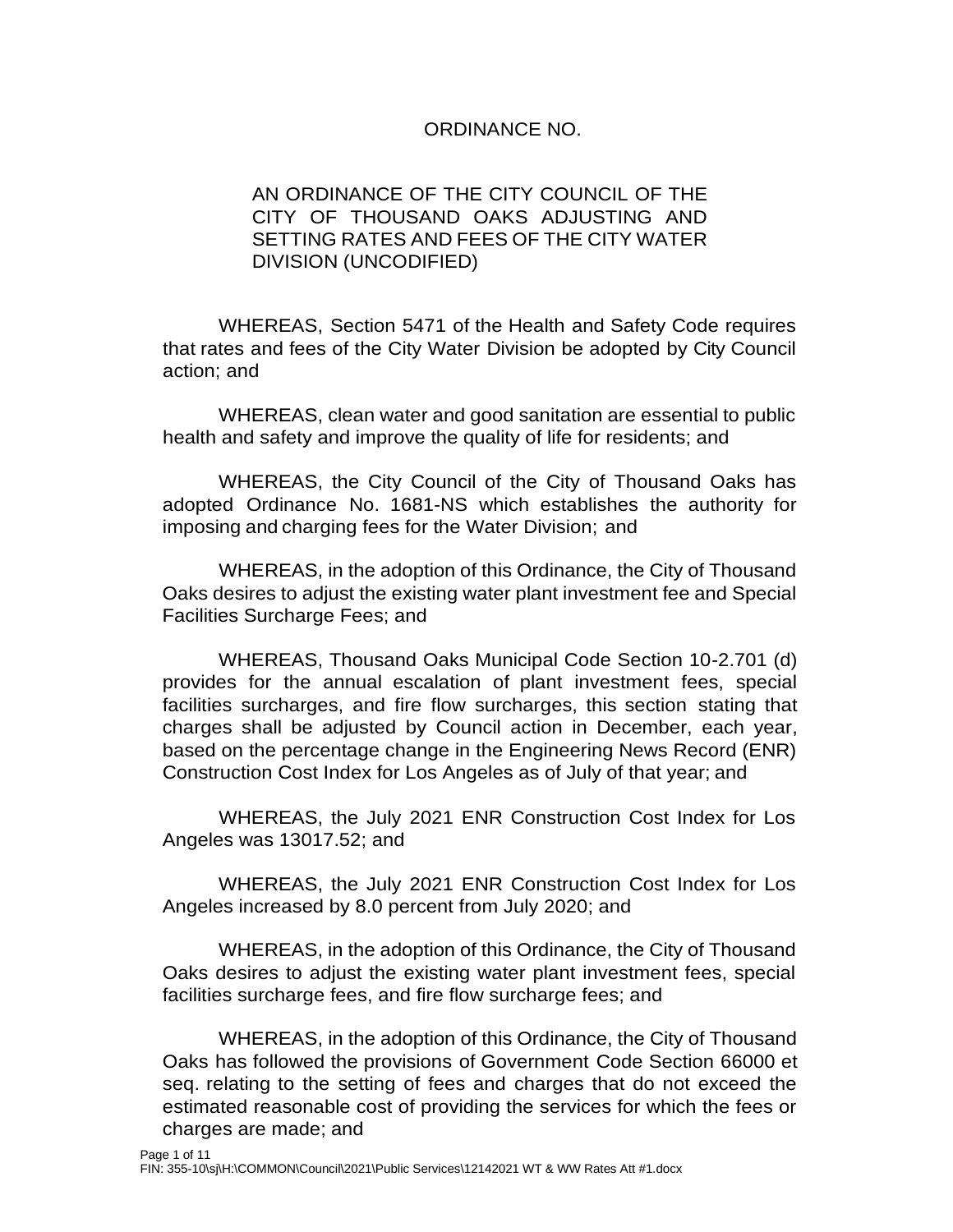ORDINANCE NO.

AN ORDINANCE OF THE CITY COUNCIL OF THE CITY OF THOUSAND OAKS ADJUSTING AND SETTING RATES AND FEES OF THE CITY WATER DIVISION (UNCODIFIED)

WHEREAS, Section 5471 of the Health and Safety Code requires that rates and fees of the City Water Division be adopted by City Council action; and

WHEREAS, clean water and good sanitation are essential to public health and safety and improve the quality of life for residents; and

WHEREAS, the City Council of the City of Thousand Oaks has adopted Ordinance No. 1681-NS which establishes the authority for imposing and charging fees for the Water Division; and

WHEREAS, in the adoption of this Ordinance, the City of Thousand Oaks desires to adjust the existing water plant investment fee and Special Facilities Surcharge Fees; and

WHEREAS, Thousand Oaks Municipal Code Section 10-2.701 (d) provides for the annual escalation of plant investment fees, special facilities surcharges, and fire flow surcharges, this section stating that charges shall be adjusted by Council action in December, each year, based on the percentage change in the Engineering News Record (ENR) Construction Cost Index for Los Angeles as of July of that year; and

WHEREAS, the July 2021 ENR Construction Cost Index for Los Angeles was 13017.52; and

WHEREAS, the July 2021 ENR Construction Cost Index for Los Angeles increased by 8.0 percent from July 2020; and

WHEREAS, in the adoption of this Ordinance, the City of Thousand Oaks desires to adjust the existing water plant investment fees, special facilities surcharge fees, and fire flow surcharge fees; and

WHEREAS, in the adoption of this Ordinance, the City of Thousand Oaks has followed the provisions of Government Code Section 66000 et seq. relating to the setting of fees and charges that do not exceed the estimated reasonable cost of providing the services for which the fees or charges are made; and

FIN: 355-10\sj\H:\COMMON\Council\2021\Public Services\12142021 WT & WW Rates Att #1.docx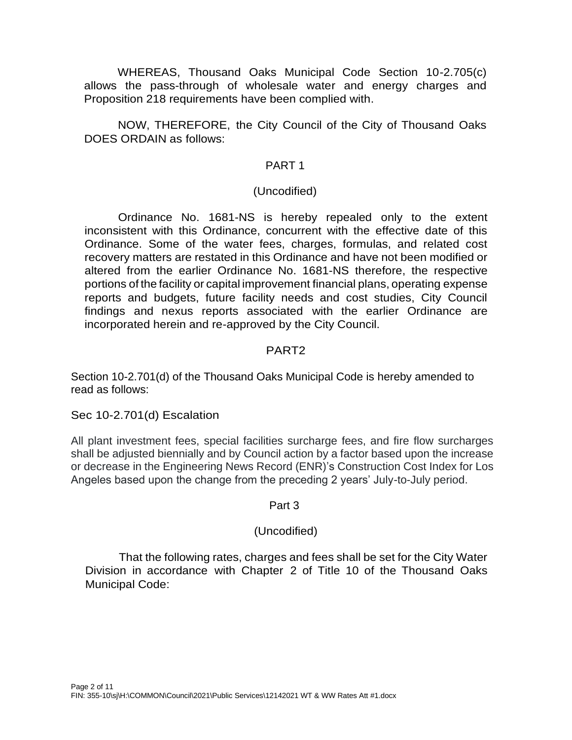WHEREAS, Thousand Oaks Municipal Code Section 10-2.705(c) allows the pass-through of wholesale water and energy charges and Proposition 218 requirements have been complied with.

NOW, THEREFORE, the City Council of the City of Thousand Oaks DOES ORDAIN as follows:

PART 1

(Uncodified)

Ordinance No. 1681-NS is hereby repealed only to the extent inconsistent with this Ordinance, concurrent with the effective date of this Ordinance. Some of the water fees, charges, formulas, and related cost recovery matters are restated in this Ordinance and have not been modified or altered from the earlier Ordinance No. 1681-NS therefore, the respective portions of the facility or capital improvement financial plans, operating expense reports and budgets, future facility needs and cost studies, City Council findings and nexus reports associated with the earlier Ordinance are incorporated herein and re-approved by the City Council.

PART2

Section 10-2.701(d) of the Thousand Oaks Municipal Code is hereby amended to read as follows:

Sec 10-2.701(d) Escalation

All plant investment fees, special facilities surcharge fees, and fire flow surcharges shall be adjusted biennially and by Council action by a factor based upon the increase or decrease in the Engineering News Record (ENR)'s Construction Cost Index for Los Angeles based upon the change from the preceding 2 years' July-to-July period.

Part 3

(Uncodified)

That the following rates, charges and fees shall be set for the City Water Division in accordance with Chapter 2 of Title 10 of the Thousand Oaks Municipal Code: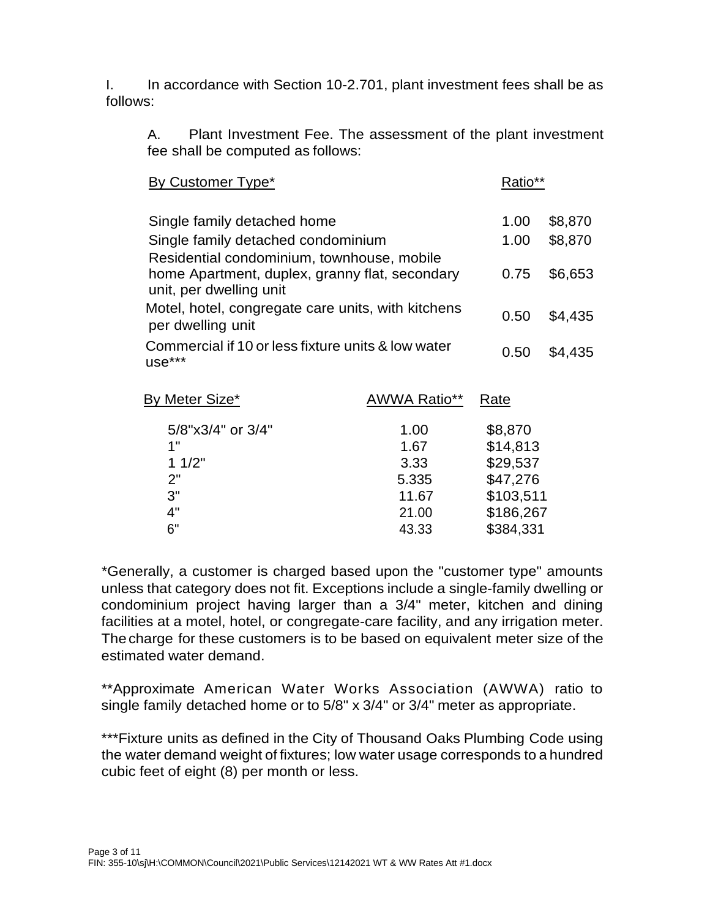I. In accordance with Section 10-2.701, plant investment fees shall be as follows:

A. Plant Investment Fee. The assessment of the plant investment fee shall be computed as follows:

| By Customer Type* | Ratio** | |
|---|---|---|
| Single family detached home | 1.00 | $8,870 |
| Single family detached condominium | 1.00 | $8,870 |
| Residential condominium, townhouse, mobile home Apartment, duplex, granny flat, secondary unit, per dwelling unit | 0.75 | $6,653 |
| Motel, hotel, congregate care units, with kitchens per dwelling unit | 0.50 | $4,435 |
| Commercial if 10 or less fixture units & low water use*** | 0.50 | $4,435 |

| By Meter Size* | AWWA Ratio** | Rate |
|---|---|---|
| 5/8"x3/4" or 3/4" | 1.00 | $8,870 |
| 1" | 1.67 | $14,813 |
| 1 1/2" | 3.33 | $29,537 |
| 2" | 5.335 | $47,276 |
| 3" | 11.67 | $103,511 |
| 4" | 21.00 | $186,267 |
| 6" | 43.33 | $384,331 |

*Generally, a customer is charged based upon the "customer type" amounts unless that category does not fit. Exceptions include a single-family dwelling or condominium project having larger than a 3/4" meter, kitchen and dining facilities at a motel, hotel, or congregate-care facility, and any irrigation meter. The charge for these customers is to be based on equivalent meter size of the estimated water demand.

**Approximate American Water Works Association (AWWA) ratio to single family detached home or to 5/8" x 3/4" or 3/4" meter as appropriate.

***Fixture units as defined in the City of Thousand Oaks Plumbing Code using the water demand weight of fixtures; low water usage corresponds to a hundred cubic feet of eight (8) per month or less.

FIN: 355-10\sj\H:\COMMON\Council\2021\Public Services\12142021 WT & WW Rates Att #1.docx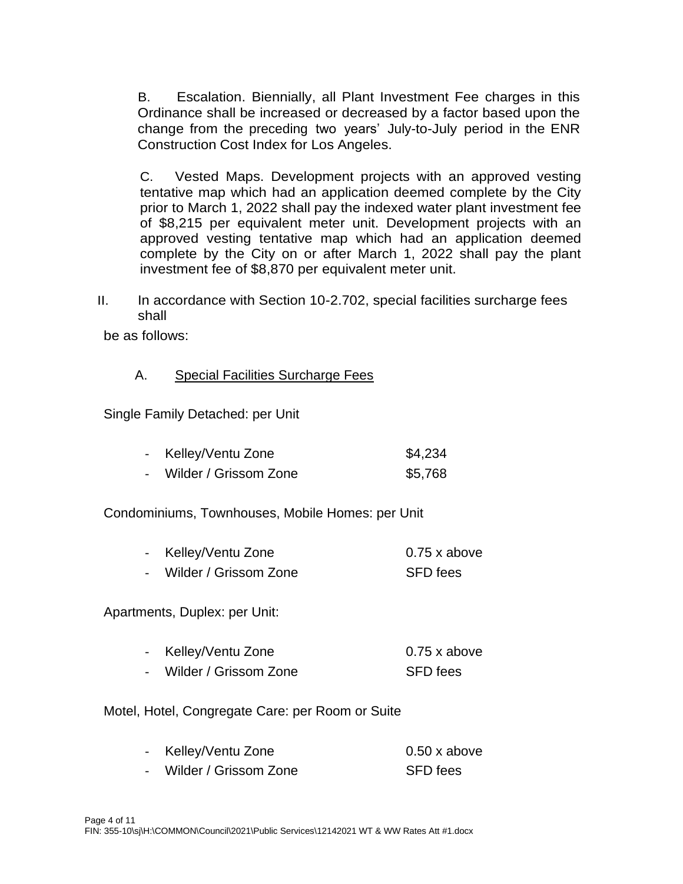B. Escalation. Biennially, all Plant Investment Fee charges in this Ordinance shall be increased or decreased by a factor based upon the change from the preceding two years' July-to-July period in the ENR Construction Cost Index for Los Angeles.

C. Vested Maps. Development projects with an approved vesting tentative map which had an application deemed complete by the City prior to March 1, 2022 shall pay the indexed water plant investment fee of $8,215 per equivalent meter unit. Development projects with an approved vesting tentative map which had an application deemed complete by the City on or after March 1, 2022 shall pay the plant investment fee of $8,870 per equivalent meter unit.

II. In accordance with Section 10-2.702, special facilities surcharge fees shall be as follows:

A. <u>Special Facilities Surcharge Fees</u>

Single Family Detached: per Unit

| | |
|---|---|
| - Kelley/Ventu Zone | $4,234 |
| - Wilder / Grissom Zone | $5,768 |

Condominiums, Townhouses, Mobile Homes: per Unit

| | |
|---|---|
| - Kelley/Ventu Zone | 0.75 x above |
| - Wilder / Grissom Zone | SFD fees |

Apartments, Duplex: per Unit:

| | |
|---|---|
| - Kelley/Ventu Zone | 0.75 x above |
| - Wilder / Grissom Zone | SFD fees |

Motel, Hotel, Congregate Care: per Room or Suite

| | |
|---|---|
| - Kelley/Ventu Zone | 0.50 x above |
| - Wilder / Grissom Zone | SFD fees |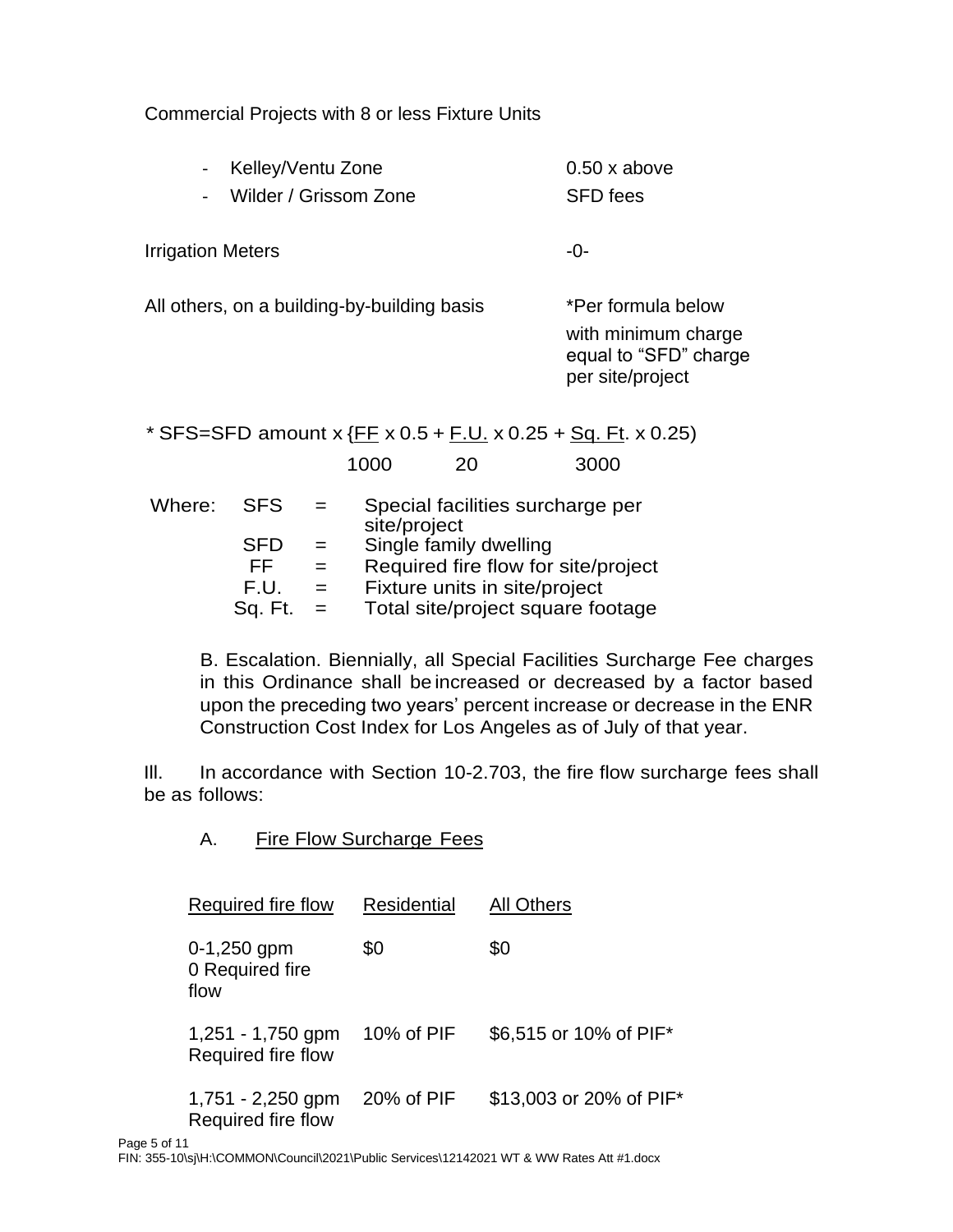Commercial Projects with 8 or less Fixture Units

| | |
|---|---|
| - Kelley/Ventu Zone | 0.50 x above |
| - Wilder / Grissom Zone | SFD fees |
| Irrigation Meters | -0- |
| All others, on a building-by-building basis | *Per formula below with minimum charge equal to "SFD" charge per site/project |

$$* \; SFS = SFD \text{ amount} \times \left( \frac{FF}{1000} \times 0.5 + \frac{F.U.}{20} \times 0.25 + \frac{Sq.\ Ft.}{3000} \times 0.25 \right)$$

Where:

| | | |
|---|---|---|
| SFS | = | Special facilities surcharge per site/project |
| SFD | = | Single family dwelling |
| FF | = | Required fire flow for site/project |
| F.U. | = | Fixture units in site/project |
| Sq. Ft. | = | Total site/project square footage |

B. Escalation. Biennially, all Special Facilities Surcharge Fee charges in this Ordinance shall be increased or decreased by a factor based upon the preceding two years' percent increase or decrease in the ENR Construction Cost Index for Los Angeles as of July of that year.

III. In accordance with Section 10-2.703, the fire flow surcharge fees shall be as follows:

A. Fire Flow Surcharge Fees

| Required fire flow | Residential | All Others |
|---|---|---|
| 0-1,250 gpm 0 Required fire flow | $0 | $0 |
| 1,251 - 1,750 gpm Required fire flow | 10% of PIF | $6,515 or 10% of PIF* |
| 1,751 - 2,250 gpm Required fire flow | 20% of PIF | $13,003 or 20% of PIF* |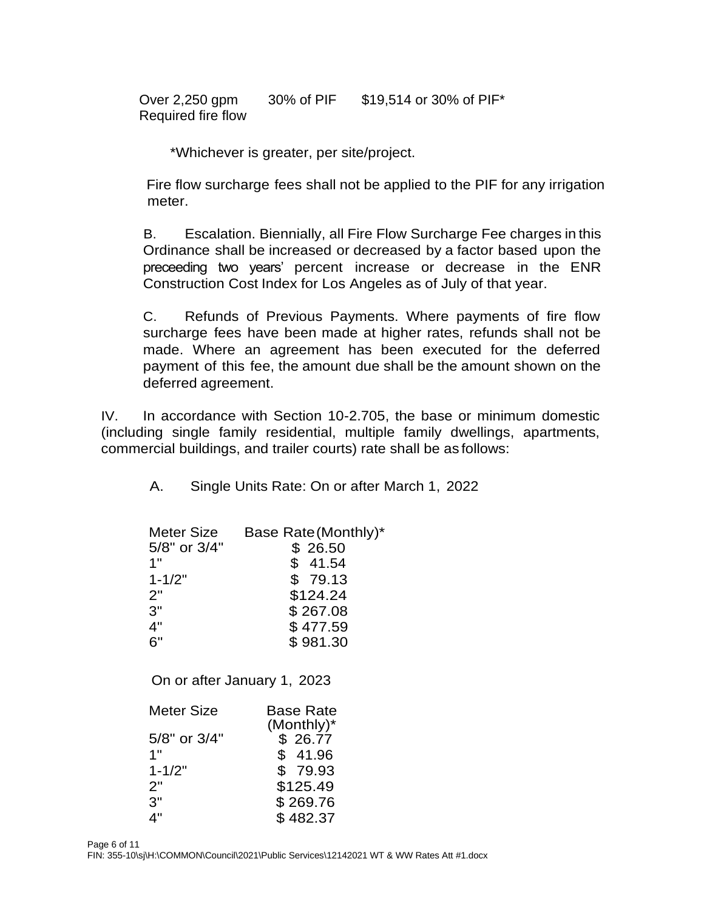| | | |
|---|---|---|
| Over 2,250 gpm Required fire flow | 30% of PIF | $19,514 or 30% of PIF* |

*Whichever is greater, per site/project.

Fire flow surcharge fees shall not be applied to the PIF for any irrigation meter.

B. Escalation. Biennially, all Fire Flow Surcharge Fee charges in this Ordinance shall be increased or decreased by a factor based upon the preceeding two years' percent increase or decrease in the ENR Construction Cost Index for Los Angeles as of July of that year.

C. Refunds of Previous Payments. Where payments of fire flow surcharge fees have been made at higher rates, refunds shall not be made. Where an agreement has been executed for the deferred payment of this fee, the amount due shall be the amount shown on the deferred agreement.

IV. In accordance with Section 10-2.705, the base or minimum domestic (including single family residential, multiple family dwellings, apartments, commercial buildings, and trailer courts) rate shall be as follows:

A. Single Units Rate: On or after March 1, 2022

| Meter Size | Base Rate (Monthly)* |
|---|---|
| 5/8" or 3/4" | $ 26.50 |
| 1" | $ 41.54 |
| 1-1/2" | $ 79.13 |
| 2" | $124.24 |
| 3" | $ 267.08 |
| 4" | $ 477.59 |
| 6" | $ 981.30 |

On or after January 1, 2023

| Meter Size | Base Rate (Monthly)* |
|---|---|
| 5/8" or 3/4" | $ 26.77 |
| 1" | $ 41.96 |
| 1-1/2" | $ 79.93 |
| 2" | $125.49 |
| 3" | $ 269.76 |
| 4" | $ 482.37 |

FIN: 355-10\sj\H:\COMMON\Council\2021\Public Services\12142021 WT & WW Rates Att #1.docx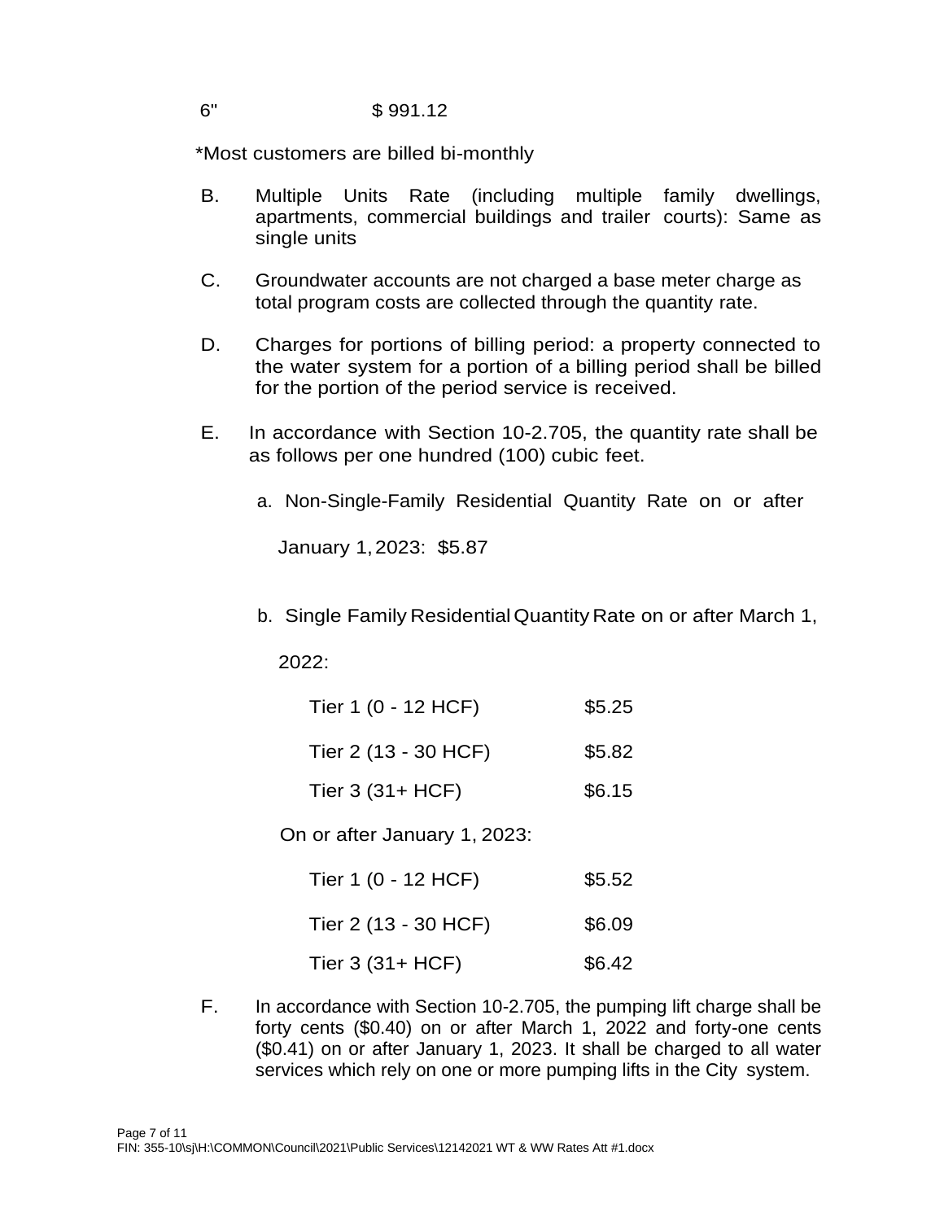| 6" | $ 991.12 |
|---|---|

*Most customers are billed bi-monthly

B. Multiple Units Rate (including multiple family dwellings, apartments, commercial buildings and trailer courts): Same as single units

C. Groundwater accounts are not charged a base meter charge as total program costs are collected through the quantity rate.

D. Charges for portions of billing period: a property connected to the water system for a portion of a billing period shall be billed for the portion of the period service is received.

E. In accordance with Section 10-2.705, the quantity rate shall be as follows per one hundred (100) cubic feet.

   a. Non-Single-Family Residential Quantity Rate on or after January 1, 2023: $5.87

   b. Single Family Residential Quantity Rate on or after March 1, 2022:

| Tier | Rate |
|---|---|
| Tier 1 (0 - 12 HCF) | $5.25 |
| Tier 2 (13 - 30 HCF) | $5.82 |
| Tier 3 (31+ HCF) | $6.15 |

   On or after January 1, 2023:

| Tier | Rate |
|---|---|
| Tier 1 (0 - 12 HCF) | $5.52 |
| Tier 2 (13 - 30 HCF) | $6.09 |
| Tier 3 (31+ HCF) | $6.42 |

F. In accordance with Section 10-2.705, the pumping lift charge shall be forty cents ($0.40) on or after March 1, 2022 and forty-one cents ($0.41) on or after January 1, 2023. It shall be charged to all water services which rely on one or more pumping lifts in the City system.

FIN: 355-10\sj\H:\COMMON\Council\2021\Public Services\12142021 WT & WW Rates Att #1.docx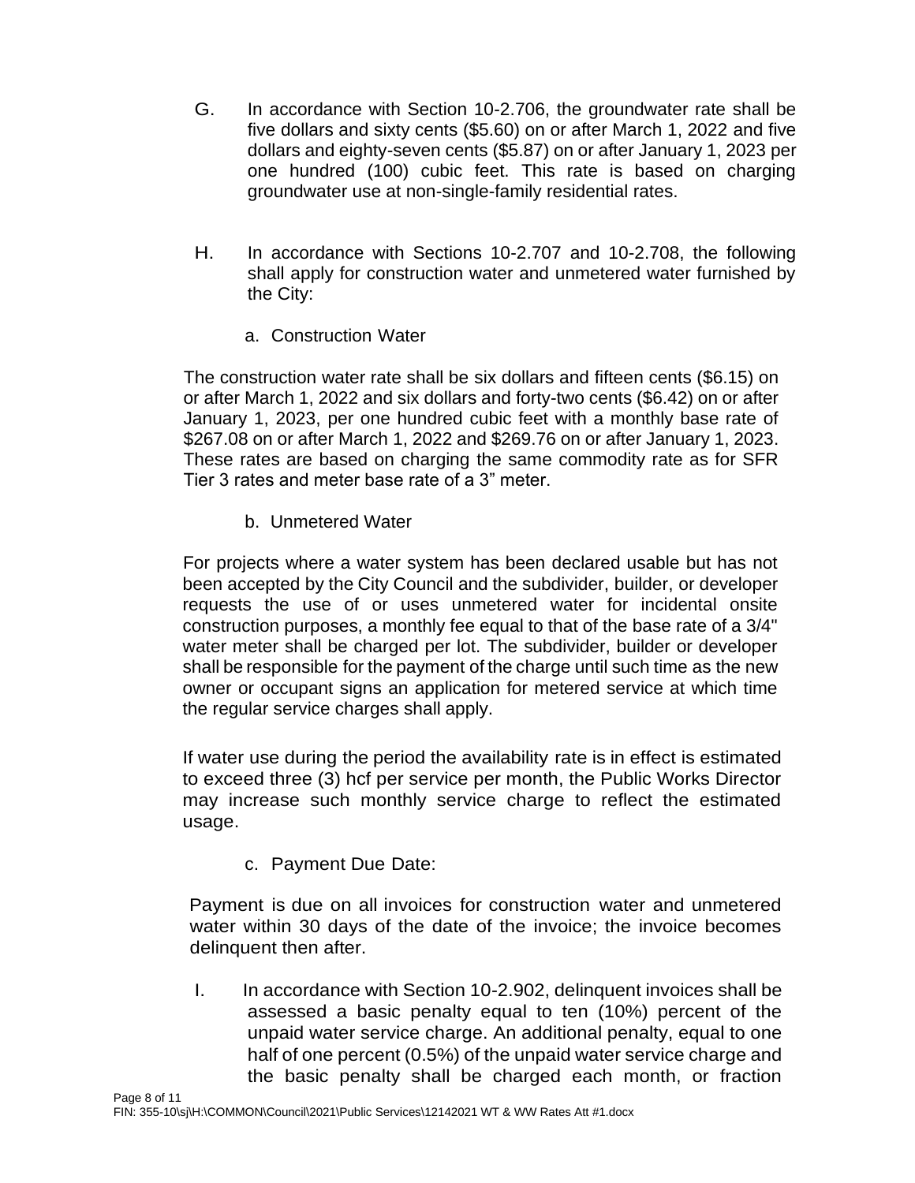G. In accordance with Section 10-2.706, the groundwater rate shall be five dollars and sixty cents ($5.60) on or after March 1, 2022 and five dollars and eighty-seven cents ($5.87) on or after January 1, 2023 per one hundred (100) cubic feet. This rate is based on charging groundwater use at non-single-family residential rates.

H. In accordance with Sections 10-2.707 and 10-2.708, the following shall apply for construction water and unmetered water furnished by the City:

a. Construction Water

The construction water rate shall be six dollars and fifteen cents ($6.15) on or after March 1, 2022 and six dollars and forty-two cents ($6.42) on or after January 1, 2023, per one hundred cubic feet with a monthly base rate of $267.08 on or after March 1, 2022 and $269.76 on or after January 1, 2023. These rates are based on charging the same commodity rate as for SFR Tier 3 rates and meter base rate of a 3" meter.

b. Unmetered Water

For projects where a water system has been declared usable but has not been accepted by the City Council and the subdivider, builder, or developer requests the use of or uses unmetered water for incidental onsite construction purposes, a monthly fee equal to that of the base rate of a 3/4" water meter shall be charged per lot. The subdivider, builder or developer shall be responsible for the payment of the charge until such time as the new owner or occupant signs an application for metered service at which time the regular service charges shall apply.

If water use during the period the availability rate is in effect is estimated to exceed three (3) hcf per service per month, the Public Works Director may increase such monthly service charge to reflect the estimated usage.

c. Payment Due Date:

Payment is due on all invoices for construction water and unmetered water within 30 days of the date of the invoice; the invoice becomes delinquent then after.

I. In accordance with Section 10-2.902, delinquent invoices shall be assessed a basic penalty equal to ten (10%) percent of the unpaid water service charge. An additional penalty, equal to one half of one percent (0.5%) of the unpaid water service charge and the basic penalty shall be charged each month, or fraction

FIN: 355-10\sj\H:\COMMON\Council\2021\Public Services\12142021 WT & WW Rates Att #1.docx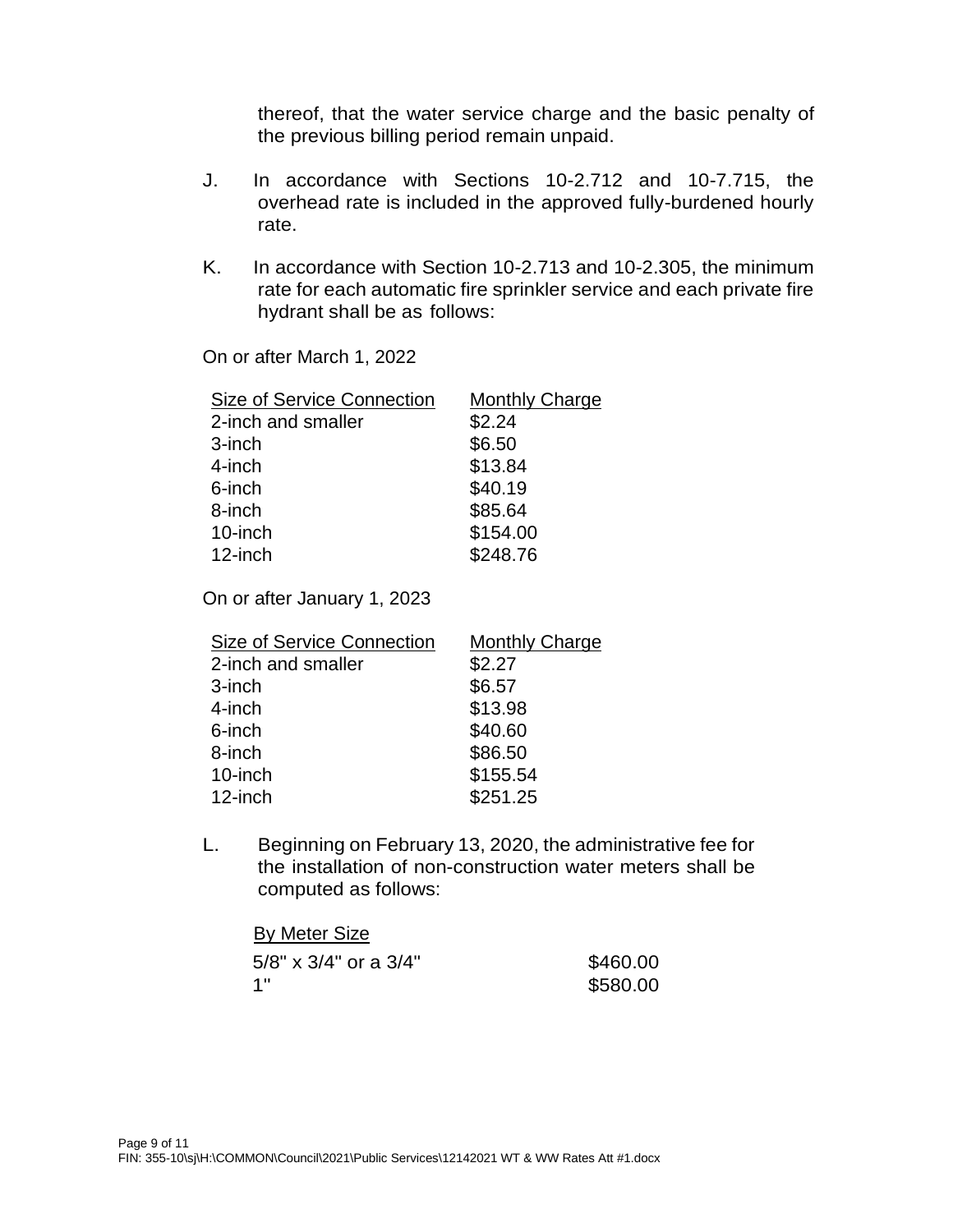thereof, that the water service charge and the basic penalty of the previous billing period remain unpaid.

J. In accordance with Sections 10-2.712 and 10-7.715, the overhead rate is included in the approved fully-burdened hourly rate.

K. In accordance with Section 10-2.713 and 10-2.305, the minimum rate for each automatic fire sprinkler service and each private fire hydrant shall be as follows:

On or after March 1, 2022

| Size of Service Connection | Monthly Charge |
|---|---|
| 2-inch and smaller | $2.24 |
| 3-inch | $6.50 |
| 4-inch | $13.84 |
| 6-inch | $40.19 |
| 8-inch | $85.64 |
| 10-inch | $154.00 |
| 12-inch | $248.76 |

On or after January 1, 2023

| Size of Service Connection | Monthly Charge |
|---|---|
| 2-inch and smaller | $2.27 |
| 3-inch | $6.57 |
| 4-inch | $13.98 |
| 6-inch | $40.60 |
| 8-inch | $86.50 |
| 10-inch | $155.54 |
| 12-inch | $251.25 |

L. Beginning on February 13, 2020, the administrative fee for the installation of non-construction water meters shall be computed as follows:

| By Meter Size | |
|---|---|
| 5/8" x 3/4" or a 3/4" | $460.00 |
| 1" | $580.00 |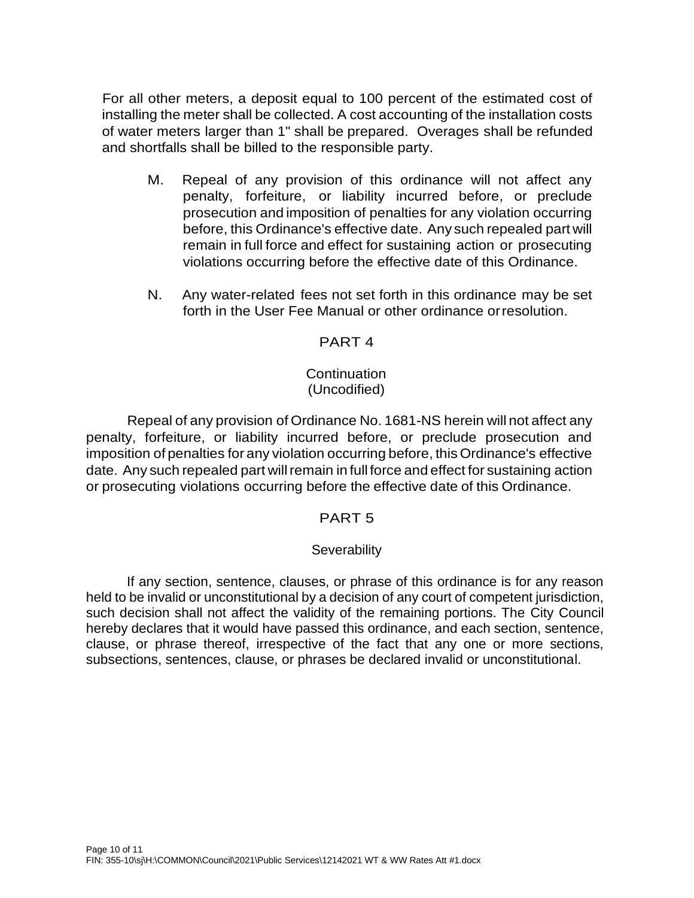For all other meters, a deposit equal to 100 percent of the estimated cost of installing the meter shall be collected. A cost accounting of the installation costs of water meters larger than 1" shall be prepared. Overages shall be refunded and shortfalls shall be billed to the responsible party.

M. Repeal of any provision of this ordinance will not affect any penalty, forfeiture, or liability incurred before, or preclude prosecution and imposition of penalties for any violation occurring before, this Ordinance's effective date. Any such repealed part will remain in full force and effect for sustaining action or prosecuting violations occurring before the effective date of this Ordinance.

N. Any water-related fees not set forth in this ordinance may be set forth in the User Fee Manual or other ordinance or resolution.

## PART 4

### Continuation
### (Uncodified)

Repeal of any provision of Ordinance No. 1681-NS herein will not affect any penalty, forfeiture, or liability incurred before, or preclude prosecution and imposition of penalties for any violation occurring before, this Ordinance's effective date. Any such repealed part will remain in full force and effect for sustaining action or prosecuting violations occurring before the effective date of this Ordinance.

## PART 5

### Severability

If any section, sentence, clauses, or phrase of this ordinance is for any reason held to be invalid or unconstitutional by a decision of any court of competent jurisdiction, such decision shall not affect the validity of the remaining portions. The City Council hereby declares that it would have passed this ordinance, and each section, sentence, clause, or phrase thereof, irrespective of the fact that any one or more sections, subsections, sentences, clause, or phrases be declared invalid or unconstitutional.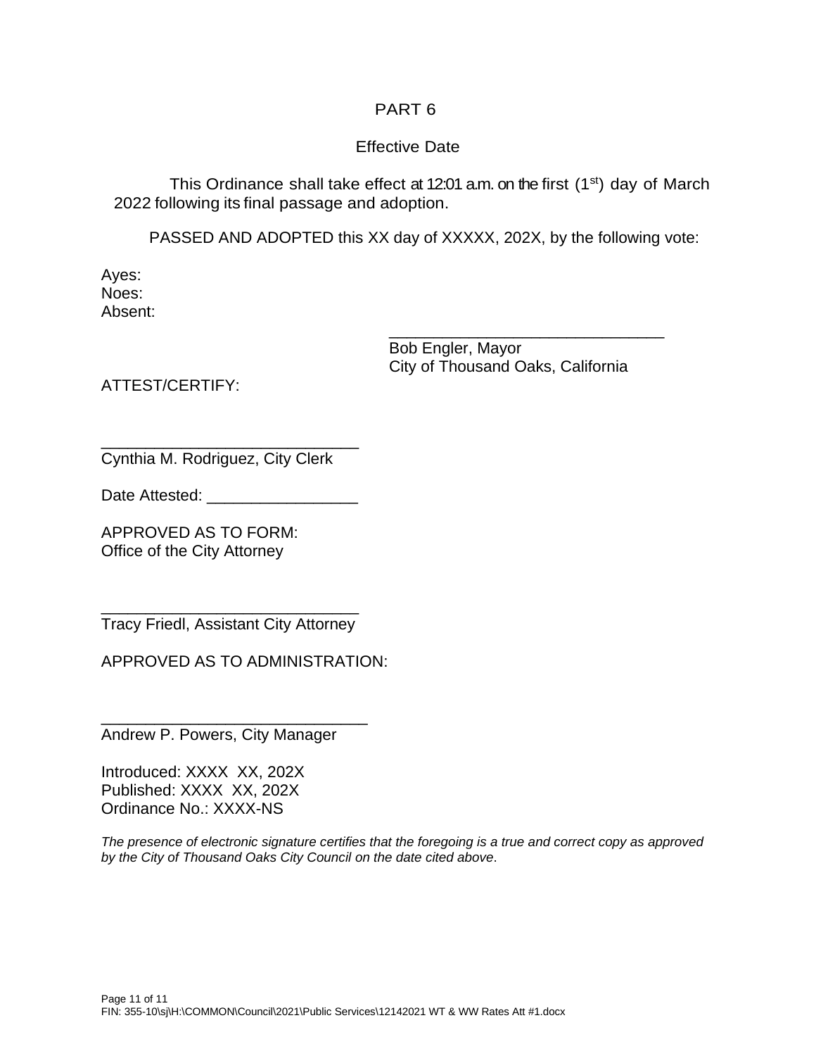## PART 6

### Effective Date

This Ordinance shall take effect at 12:01 a.m. on the first (1st) day of March 2022 following its final passage and adoption.

PASSED AND ADOPTED this XX day of XXXXX, 202X, by the following vote:

Ayes:
Noes:
Absent:

_______________________________
Bob Engler, Mayor
City of Thousand Oaks, California

ATTEST/CERTIFY:

_____________________________
Cynthia M. Rodriguez, City Clerk

Date Attested: _________________

APPROVED AS TO FORM:
Office of the City Attorney

_____________________________
Tracy Friedl, Assistant City Attorney

APPROVED AS TO ADMINISTRATION:

______________________________
Andrew P. Powers, City Manager

Introduced: XXXX XX, 202X
Published: XXXX XX, 202X
Ordinance No.: XXXX-NS

*The presence of electronic signature certifies that the foregoing is a true and correct copy as approved by the City of Thousand Oaks City Council on the date cited above.*

FIN: 355-10\sj\H:\COMMON\Council\2021\Public Services\12142021 WT & WW Rates Att #1.docx